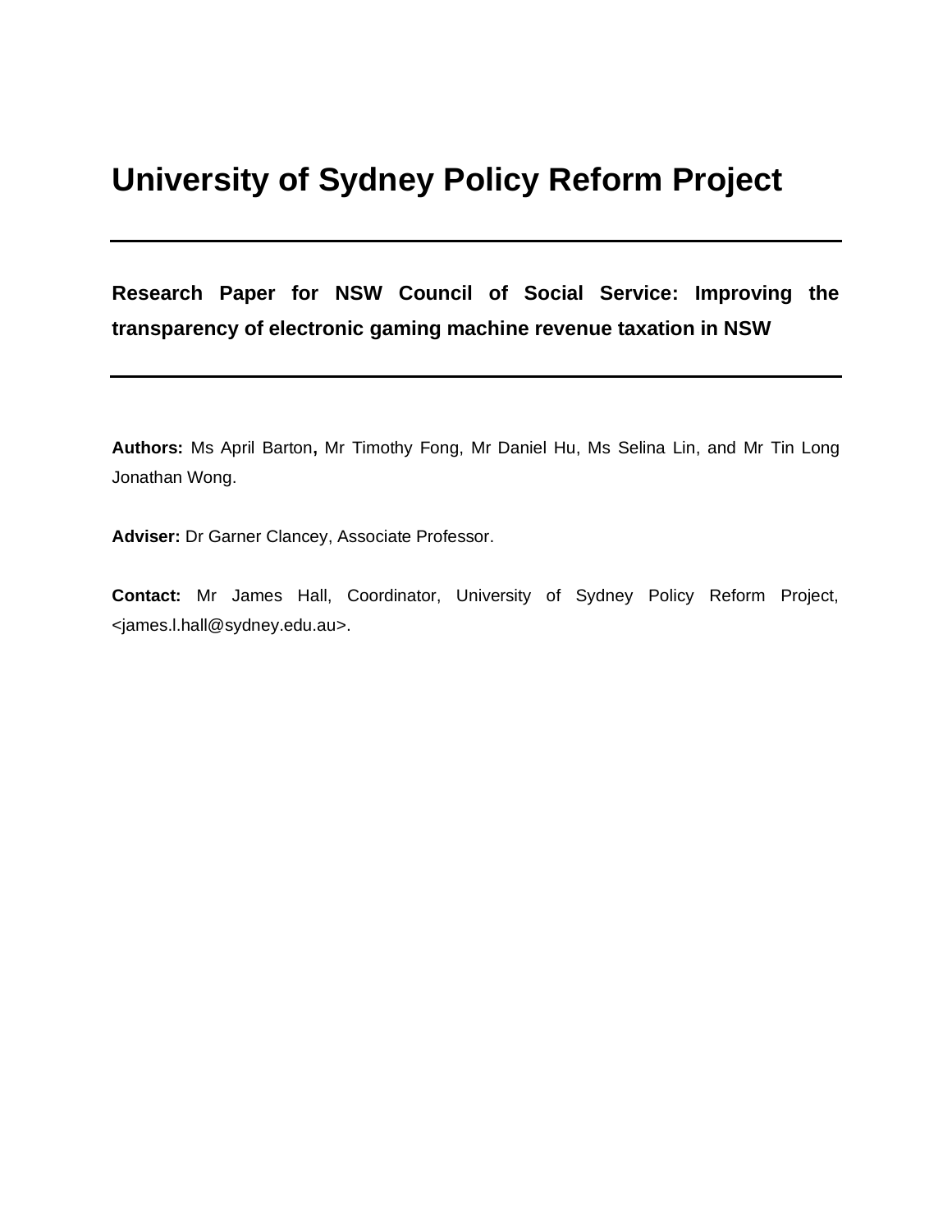# University of Sydney Policy Reform Project

---

## Research Paper for NSW Council of Social Service: Improving the transparency of electronic gaming machine revenue taxation in NSW

---

**Authors:** Ms April Barton**,** Mr Timothy Fong, Mr Daniel Hu, Ms Selina Lin, and Mr Tin Long Jonathan Wong.

**Adviser:** Dr Garner Clancey, Associate Professor.

**Contact:** Mr James Hall, Coordinator, University of Sydney Policy Reform Project, <james.l.hall@sydney.edu.au>.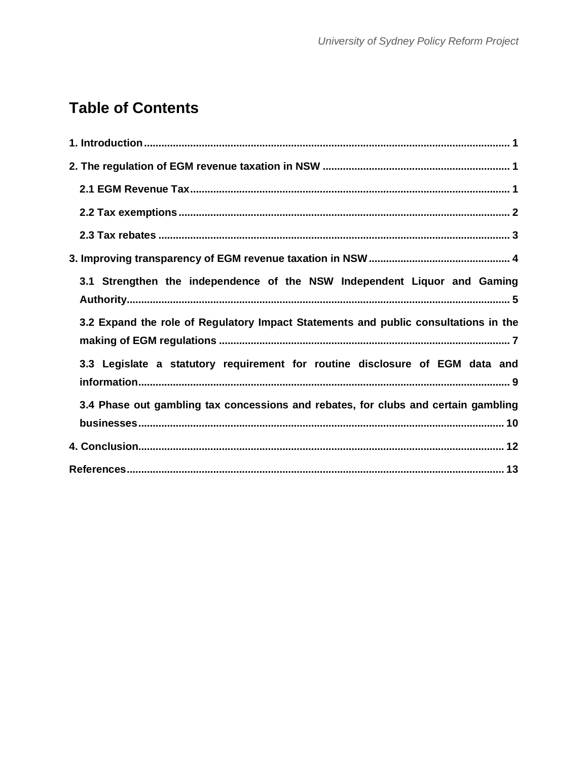# Table of Contents

**1. Introduction** ........ 1

**2. The regulation of EGM revenue taxation in NSW** ........ 1

- **2.1 EGM Revenue Tax** ........ 1
- **2.2 Tax exemptions** ........ 2
- **2.3 Tax rebates** ........ 3

**3. Improving transparency of EGM revenue taxation in NSW** ........ 4

- **3.1 Strengthen the independence of the NSW Independent Liquor and Gaming Authority** ........ 5
- **3.2 Expand the role of Regulatory Impact Statements and public consultations in the making of EGM regulations** ........ 7
- **3.3 Legislate a statutory requirement for routine disclosure of EGM data and information** ........ 9
- **3.4 Phase out gambling tax concessions and rebates, for clubs and certain gambling businesses** ........ 10

**4. Conclusion** ........ 12

**References** ........ 13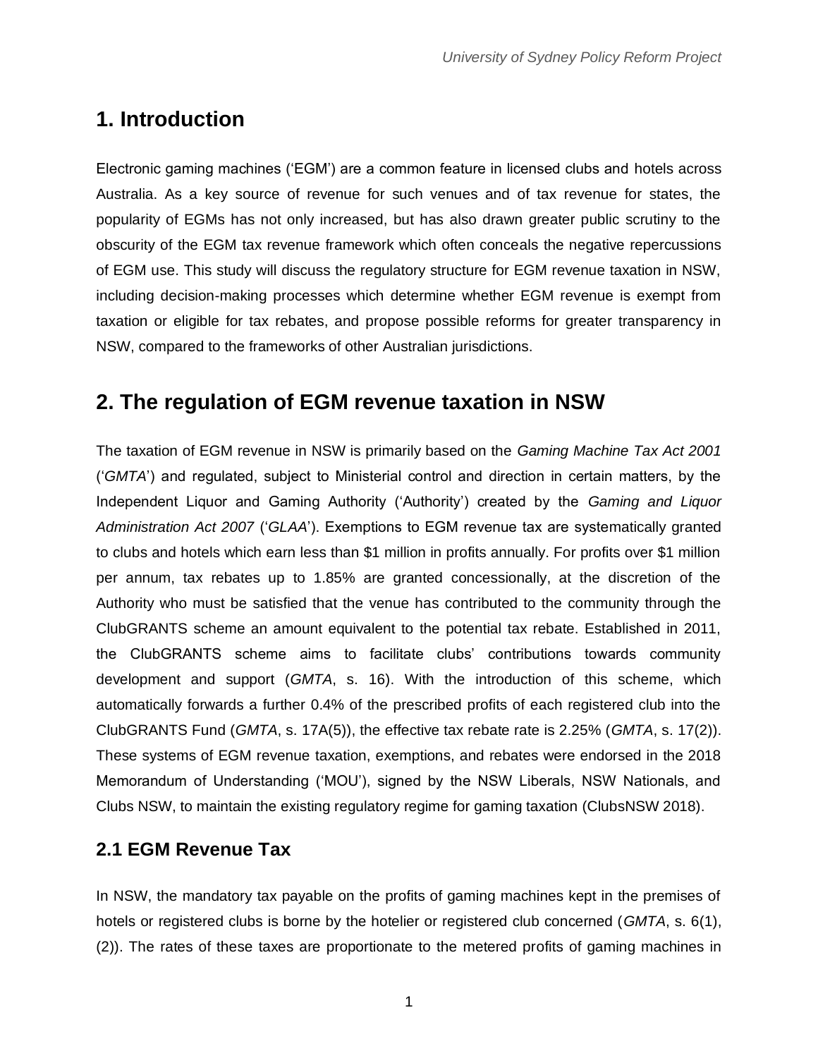## 1. Introduction

Electronic gaming machines ('EGM') are a common feature in licensed clubs and hotels across Australia. As a key source of revenue for such venues and of tax revenue for states, the popularity of EGMs has not only increased, but has also drawn greater public scrutiny to the obscurity of the EGM tax revenue framework which often conceals the negative repercussions of EGM use. This study will discuss the regulatory structure for EGM revenue taxation in NSW, including decision-making processes which determine whether EGM revenue is exempt from taxation or eligible for tax rebates, and propose possible reforms for greater transparency in NSW, compared to the frameworks of other Australian jurisdictions.

## 2. The regulation of EGM revenue taxation in NSW

The taxation of EGM revenue in NSW is primarily based on the *Gaming Machine Tax Act 2001* ('*GMTA*') and regulated, subject to Ministerial control and direction in certain matters, by the Independent Liquor and Gaming Authority ('Authority') created by the *Gaming and Liquor Administration Act 2007* ('*GLAA*'). Exemptions to EGM revenue tax are systematically granted to clubs and hotels which earn less than $1 million in profits annually. For profits over $1 million per annum, tax rebates up to 1.85% are granted concessionally, at the discretion of the Authority who must be satisfied that the venue has contributed to the community through the ClubGRANTS scheme an amount equivalent to the potential tax rebate. Established in 2011, the ClubGRANTS scheme aims to facilitate clubs' contributions towards community development and support (*GMTA*, s. 16). With the introduction of this scheme, which automatically forwards a further 0.4% of the prescribed profits of each registered club into the ClubGRANTS Fund (*GMTA*, s. 17A(5)), the effective tax rebate rate is 2.25% (*GMTA*, s. 17(2)). These systems of EGM revenue taxation, exemptions, and rebates were endorsed in the 2018 Memorandum of Understanding ('MOU'), signed by the NSW Liberals, NSW Nationals, and Clubs NSW, to maintain the existing regulatory regime for gaming taxation (ClubsNSW 2018).

### 2.1 EGM Revenue Tax

In NSW, the mandatory tax payable on the profits of gaming machines kept in the premises of hotels or registered clubs is borne by the hotelier or registered club concerned (*GMTA*, s. 6(1), (2)). The rates of these taxes are proportionate to the metered profits of gaming machines in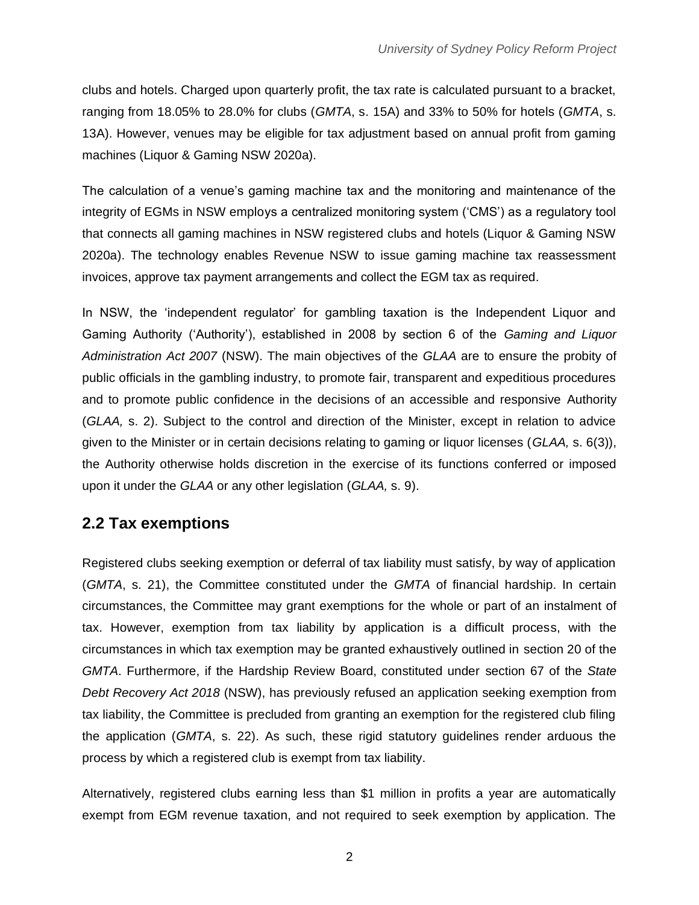clubs and hotels. Charged upon quarterly profit, the tax rate is calculated pursuant to a bracket, ranging from 18.05% to 28.0% for clubs (*GMTA*, s. 15A) and 33% to 50% for hotels (*GMTA*, s. 13A). However, venues may be eligible for tax adjustment based on annual profit from gaming machines (Liquor & Gaming NSW 2020a).

The calculation of a venue's gaming machine tax and the monitoring and maintenance of the integrity of EGMs in NSW employs a centralized monitoring system ('CMS') as a regulatory tool that connects all gaming machines in NSW registered clubs and hotels (Liquor & Gaming NSW 2020a). The technology enables Revenue NSW to issue gaming machine tax reassessment invoices, approve tax payment arrangements and collect the EGM tax as required.

In NSW, the 'independent regulator' for gambling taxation is the Independent Liquor and Gaming Authority ('Authority'), established in 2008 by section 6 of the *Gaming and Liquor Administration Act 2007* (NSW). The main objectives of the *GLAA* are to ensure the probity of public officials in the gambling industry, to promote fair, transparent and expeditious procedures and to promote public confidence in the decisions of an accessible and responsive Authority (*GLAA,* s. 2). Subject to the control and direction of the Minister, except in relation to advice given to the Minister or in certain decisions relating to gaming or liquor licenses (*GLAA,* s. 6(3)), the Authority otherwise holds discretion in the exercise of its functions conferred or imposed upon it under the *GLAA* or any other legislation (*GLAA,* s. 9).

## 2.2 Tax exemptions

Registered clubs seeking exemption or deferral of tax liability must satisfy, by way of application (*GMTA*, s. 21), the Committee constituted under the *GMTA* of financial hardship. In certain circumstances, the Committee may grant exemptions for the whole or part of an instalment of tax. However, exemption from tax liability by application is a difficult process, with the circumstances in which tax exemption may be granted exhaustively outlined in section 20 of the *GMTA*. Furthermore, if the Hardship Review Board, constituted under section 67 of the *State Debt Recovery Act 2018* (NSW), has previously refused an application seeking exemption from tax liability, the Committee is precluded from granting an exemption for the registered club filing the application (*GMTA*, s. 22). As such, these rigid statutory guidelines render arduous the process by which a registered club is exempt from tax liability.

Alternatively, registered clubs earning less than $1 million in profits a year are automatically exempt from EGM revenue taxation, and not required to seek exemption by application. The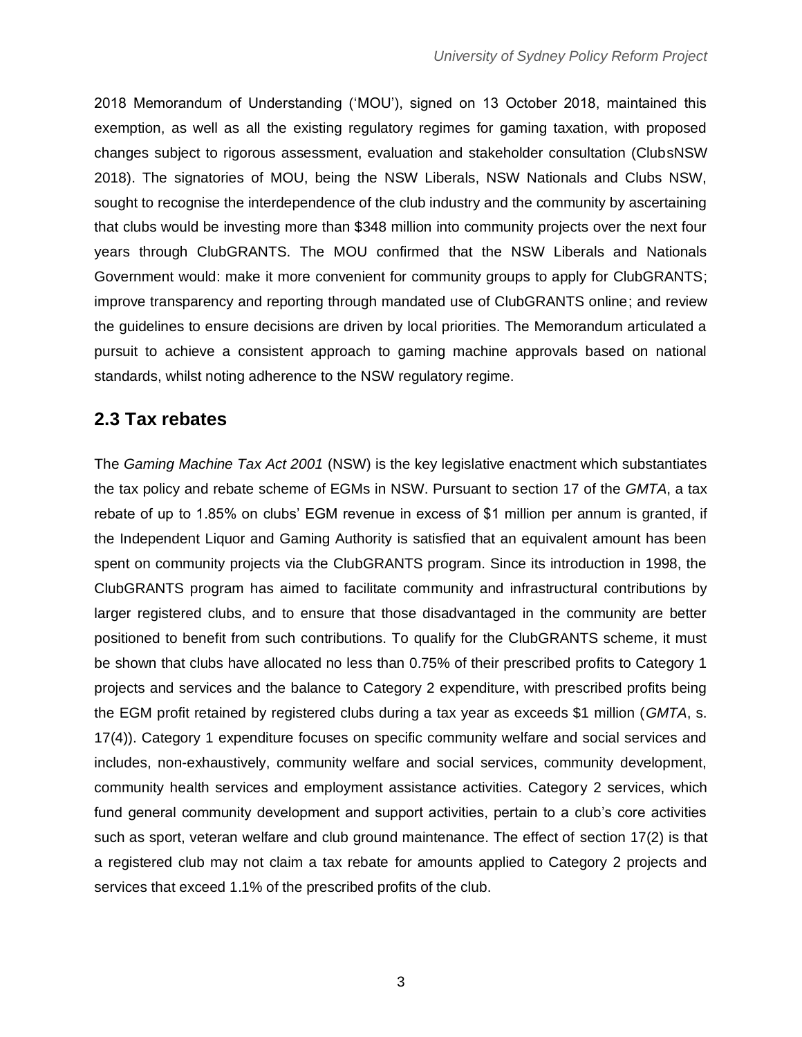2018 Memorandum of Understanding ('MOU'), signed on 13 October 2018, maintained this exemption, as well as all the existing regulatory regimes for gaming taxation, with proposed changes subject to rigorous assessment, evaluation and stakeholder consultation (ClubsNSW 2018). The signatories of MOU, being the NSW Liberals, NSW Nationals and Clubs NSW, sought to recognise the interdependence of the club industry and the community by ascertaining that clubs would be investing more than $348 million into community projects over the next four years through ClubGRANTS. The MOU confirmed that the NSW Liberals and Nationals Government would: make it more convenient for community groups to apply for ClubGRANTS; improve transparency and reporting through mandated use of ClubGRANTS online; and review the guidelines to ensure decisions are driven by local priorities. The Memorandum articulated a pursuit to achieve a consistent approach to gaming machine approvals based on national standards, whilst noting adherence to the NSW regulatory regime.

## 2.3 Tax rebates

The *Gaming Machine Tax Act 2001* (NSW) is the key legislative enactment which substantiates the tax policy and rebate scheme of EGMs in NSW. Pursuant to section 17 of the *GMTA*, a tax rebate of up to 1.85% on clubs' EGM revenue in excess of $1 million per annum is granted, if the Independent Liquor and Gaming Authority is satisfied that an equivalent amount has been spent on community projects via the ClubGRANTS program. Since its introduction in 1998, the ClubGRANTS program has aimed to facilitate community and infrastructural contributions by larger registered clubs, and to ensure that those disadvantaged in the community are better positioned to benefit from such contributions. To qualify for the ClubGRANTS scheme, it must be shown that clubs have allocated no less than 0.75% of their prescribed profits to Category 1 projects and services and the balance to Category 2 expenditure, with prescribed profits being the EGM profit retained by registered clubs during a tax year as exceeds $1 million (*GMTA*, s. 17(4)). Category 1 expenditure focuses on specific community welfare and social services and includes, non-exhaustively, community welfare and social services, community development, community health services and employment assistance activities. Category 2 services, which fund general community development and support activities, pertain to a club's core activities such as sport, veteran welfare and club ground maintenance. The effect of section 17(2) is that a registered club may not claim a tax rebate for amounts applied to Category 2 projects and services that exceed 1.1% of the prescribed profits of the club.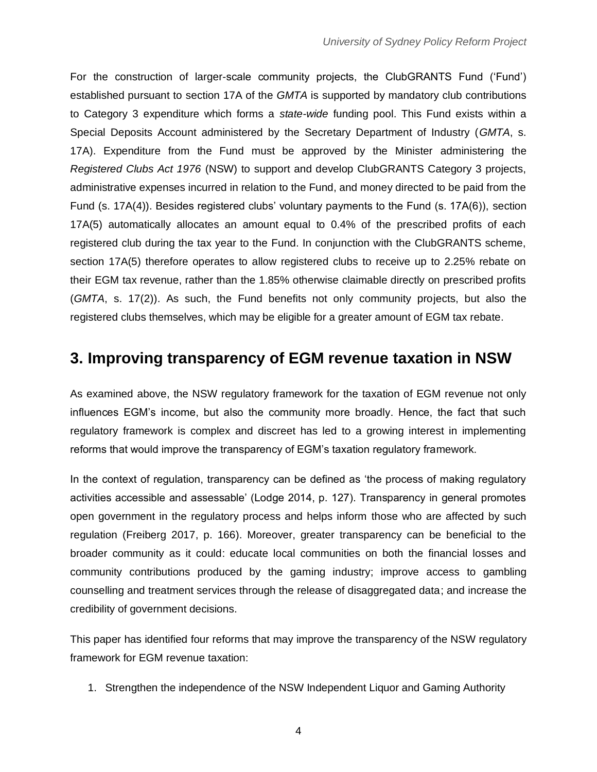For the construction of larger-scale community projects, the ClubGRANTS Fund ('Fund') established pursuant to section 17A of the *GMTA* is supported by mandatory club contributions to Category 3 expenditure which forms a *state-wide* funding pool. This Fund exists within a Special Deposits Account administered by the Secretary Department of Industry (*GMTA*, s. 17A). Expenditure from the Fund must be approved by the Minister administering the *Registered Clubs Act 1976* (NSW) to support and develop ClubGRANTS Category 3 projects, administrative expenses incurred in relation to the Fund, and money directed to be paid from the Fund (s. 17A(4)). Besides registered clubs' voluntary payments to the Fund (s. 17A(6)), section 17A(5) automatically allocates an amount equal to 0.4% of the prescribed profits of each registered club during the tax year to the Fund. In conjunction with the ClubGRANTS scheme, section 17A(5) therefore operates to allow registered clubs to receive up to 2.25% rebate on their EGM tax revenue, rather than the 1.85% otherwise claimable directly on prescribed profits (*GMTA*, s. 17(2)). As such, the Fund benefits not only community projects, but also the registered clubs themselves, which may be eligible for a greater amount of EGM tax rebate.

## 3. Improving transparency of EGM revenue taxation in NSW

As examined above, the NSW regulatory framework for the taxation of EGM revenue not only influences EGM's income, but also the community more broadly. Hence, the fact that such regulatory framework is complex and discreet has led to a growing interest in implementing reforms that would improve the transparency of EGM's taxation regulatory framework.

In the context of regulation, transparency can be defined as 'the process of making regulatory activities accessible and assessable' (Lodge 2014, p. 127). Transparency in general promotes open government in the regulatory process and helps inform those who are affected by such regulation (Freiberg 2017, p. 166). Moreover, greater transparency can be beneficial to the broader community as it could: educate local communities on both the financial losses and community contributions produced by the gaming industry; improve access to gambling counselling and treatment services through the release of disaggregated data; and increase the credibility of government decisions.

This paper has identified four reforms that may improve the transparency of the NSW regulatory framework for EGM revenue taxation:

1. Strengthen the independence of the NSW Independent Liquor and Gaming Authority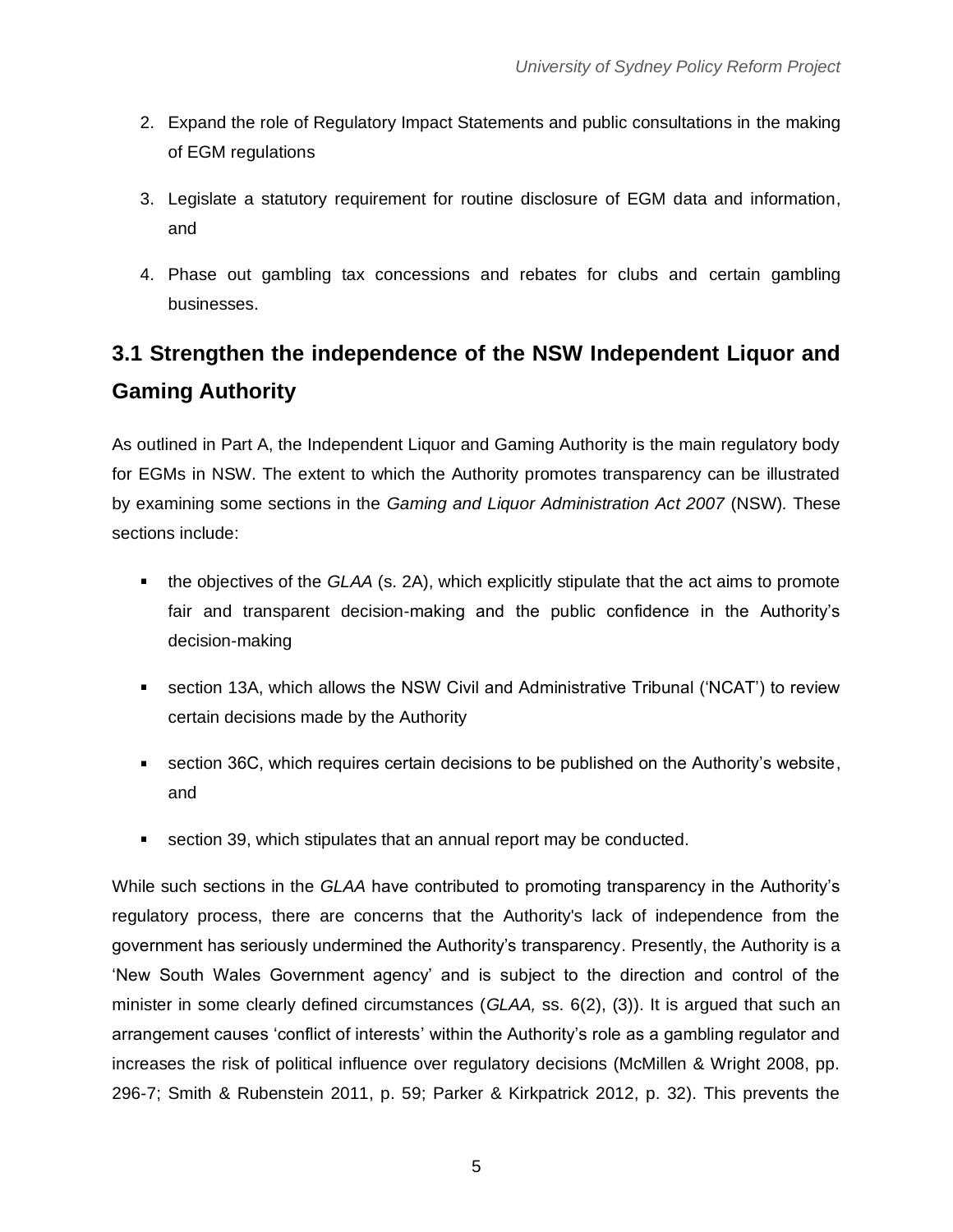2. Expand the role of Regulatory Impact Statements and public consultations in the making of EGM regulations

3. Legislate a statutory requirement for routine disclosure of EGM data and information, and

4. Phase out gambling tax concessions and rebates for clubs and certain gambling businesses.

## 3.1 Strengthen the independence of the NSW Independent Liquor and Gaming Authority

As outlined in Part A, the Independent Liquor and Gaming Authority is the main regulatory body for EGMs in NSW. The extent to which the Authority promotes transparency can be illustrated by examining some sections in the *Gaming and Liquor Administration Act 2007* (NSW). These sections include:

- the objectives of the *GLAA* (s. 2A), which explicitly stipulate that the act aims to promote fair and transparent decision-making and the public confidence in the Authority's decision-making
- section 13A, which allows the NSW Civil and Administrative Tribunal ('NCAT') to review certain decisions made by the Authority
- section 36C, which requires certain decisions to be published on the Authority's website, and
- section 39, which stipulates that an annual report may be conducted.

While such sections in the *GLAA* have contributed to promoting transparency in the Authority's regulatory process, there are concerns that the Authority's lack of independence from the government has seriously undermined the Authority's transparency. Presently, the Authority is a 'New South Wales Government agency' and is subject to the direction and control of the minister in some clearly defined circumstances (*GLAA,* ss. 6(2), (3)). It is argued that such an arrangement causes 'conflict of interests' within the Authority's role as a gambling regulator and increases the risk of political influence over regulatory decisions (McMillen & Wright 2008, pp. 296-7; Smith & Rubenstein 2011, p. 59; Parker & Kirkpatrick 2012, p. 32). This prevents the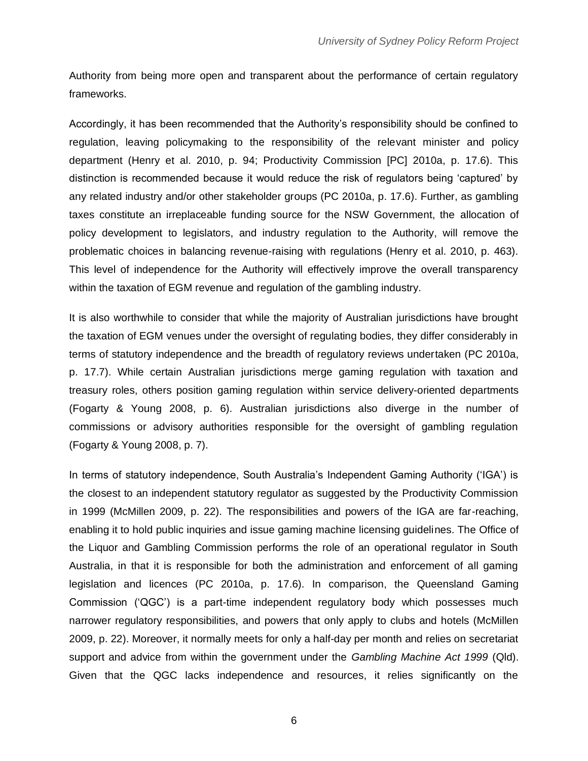Authority from being more open and transparent about the performance of certain regulatory frameworks.

Accordingly, it has been recommended that the Authority's responsibility should be confined to regulation, leaving policymaking to the responsibility of the relevant minister and policy department (Henry et al. 2010, p. 94; Productivity Commission [PC] 2010a, p. 17.6). This distinction is recommended because it would reduce the risk of regulators being 'captured' by any related industry and/or other stakeholder groups (PC 2010a, p. 17.6). Further, as gambling taxes constitute an irreplaceable funding source for the NSW Government, the allocation of policy development to legislators, and industry regulation to the Authority, will remove the problematic choices in balancing revenue-raising with regulations (Henry et al. 2010, p. 463). This level of independence for the Authority will effectively improve the overall transparency within the taxation of EGM revenue and regulation of the gambling industry.

It is also worthwhile to consider that while the majority of Australian jurisdictions have brought the taxation of EGM venues under the oversight of regulating bodies, they differ considerably in terms of statutory independence and the breadth of regulatory reviews undertaken (PC 2010a, p. 17.7). While certain Australian jurisdictions merge gaming regulation with taxation and treasury roles, others position gaming regulation within service delivery-oriented departments (Fogarty & Young 2008, p. 6). Australian jurisdictions also diverge in the number of commissions or advisory authorities responsible for the oversight of gambling regulation (Fogarty & Young 2008, p. 7).

In terms of statutory independence, South Australia's Independent Gaming Authority ('IGA') is the closest to an independent statutory regulator as suggested by the Productivity Commission in 1999 (McMillen 2009, p. 22). The responsibilities and powers of the IGA are far-reaching, enabling it to hold public inquiries and issue gaming machine licensing guidelines. The Office of the Liquor and Gambling Commission performs the role of an operational regulator in South Australia, in that it is responsible for both the administration and enforcement of all gaming legislation and licences (PC 2010a, p. 17.6). In comparison, the Queensland Gaming Commission ('QGC') is a part-time independent regulatory body which possesses much narrower regulatory responsibilities, and powers that only apply to clubs and hotels (McMillen 2009, p. 22). Moreover, it normally meets for only a half-day per month and relies on secretariat support and advice from within the government under the *Gambling Machine Act 1999* (Qld). Given that the QGC lacks independence and resources, it relies significantly on the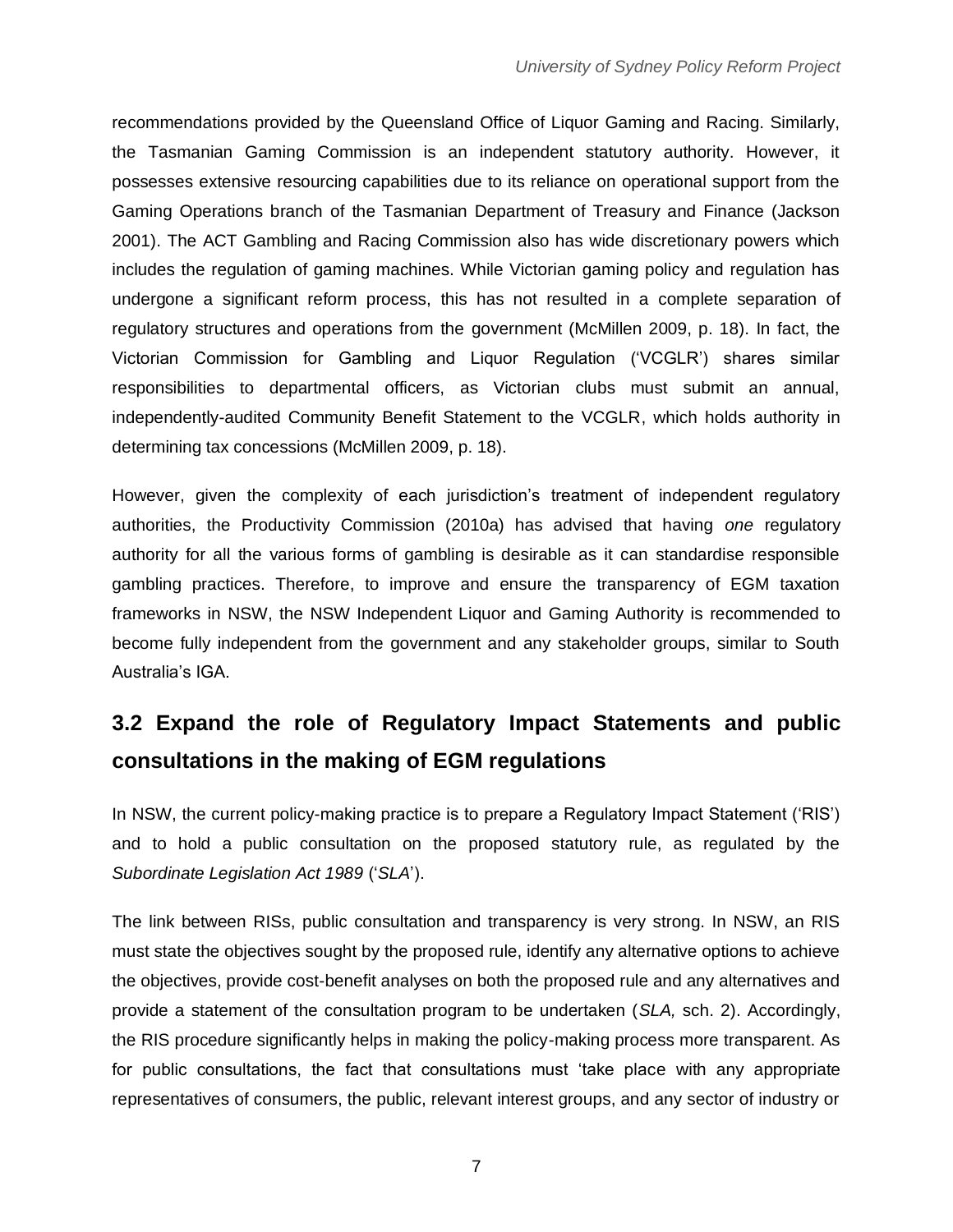recommendations provided by the Queensland Office of Liquor Gaming and Racing. Similarly, the Tasmanian Gaming Commission is an independent statutory authority. However, it possesses extensive resourcing capabilities due to its reliance on operational support from the Gaming Operations branch of the Tasmanian Department of Treasury and Finance (Jackson 2001). The ACT Gambling and Racing Commission also has wide discretionary powers which includes the regulation of gaming machines. While Victorian gaming policy and regulation has undergone a significant reform process, this has not resulted in a complete separation of regulatory structures and operations from the government (McMillen 2009, p. 18). In fact, the Victorian Commission for Gambling and Liquor Regulation ('VCGLR') shares similar responsibilities to departmental officers, as Victorian clubs must submit an annual, independently-audited Community Benefit Statement to the VCGLR, which holds authority in determining tax concessions (McMillen 2009, p. 18).

However, given the complexity of each jurisdiction's treatment of independent regulatory authorities, the Productivity Commission (2010a) has advised that having *one* regulatory authority for all the various forms of gambling is desirable as it can standardise responsible gambling practices. Therefore, to improve and ensure the transparency of EGM taxation frameworks in NSW, the NSW Independent Liquor and Gaming Authority is recommended to become fully independent from the government and any stakeholder groups, similar to South Australia's IGA.

## 3.2 Expand the role of Regulatory Impact Statements and public consultations in the making of EGM regulations

In NSW, the current policy-making practice is to prepare a Regulatory Impact Statement ('RIS') and to hold a public consultation on the proposed statutory rule, as regulated by the *Subordinate Legislation Act 1989* ('*SLA*').

The link between RISs, public consultation and transparency is very strong. In NSW, an RIS must state the objectives sought by the proposed rule, identify any alternative options to achieve the objectives, provide cost-benefit analyses on both the proposed rule and any alternatives and provide a statement of the consultation program to be undertaken (*SLA,* sch. 2). Accordingly, the RIS procedure significantly helps in making the policy-making process more transparent. As for public consultations, the fact that consultations must 'take place with any appropriate representatives of consumers, the public, relevant interest groups, and any sector of industry or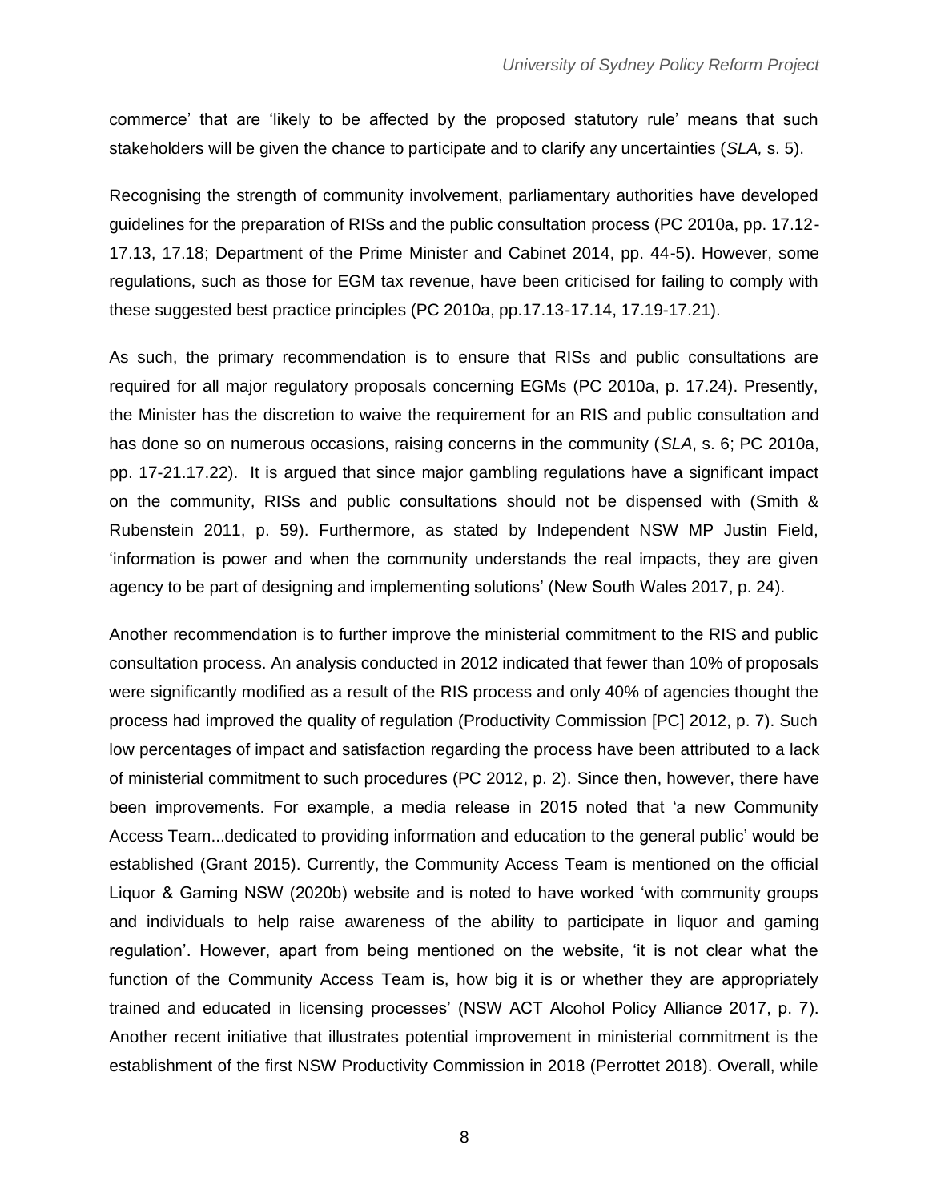commerce' that are 'likely to be affected by the proposed statutory rule' means that such stakeholders will be given the chance to participate and to clarify any uncertainties (*SLA,* s. 5).

Recognising the strength of community involvement, parliamentary authorities have developed guidelines for the preparation of RISs and the public consultation process (PC 2010a, pp. 17.12-17.13, 17.18; Department of the Prime Minister and Cabinet 2014, pp. 44-5). However, some regulations, such as those for EGM tax revenue, have been criticised for failing to comply with these suggested best practice principles (PC 2010a, pp.17.13-17.14, 17.19-17.21).

As such, the primary recommendation is to ensure that RISs and public consultations are required for all major regulatory proposals concerning EGMs (PC 2010a, p. 17.24). Presently, the Minister has the discretion to waive the requirement for an RIS and public consultation and has done so on numerous occasions, raising concerns in the community (*SLA*, s. 6; PC 2010a, pp. 17-21.17.22). It is argued that since major gambling regulations have a significant impact on the community, RISs and public consultations should not be dispensed with (Smith & Rubenstein 2011, p. 59). Furthermore, as stated by Independent NSW MP Justin Field, 'information is power and when the community understands the real impacts, they are given agency to be part of designing and implementing solutions' (New South Wales 2017, p. 24).

Another recommendation is to further improve the ministerial commitment to the RIS and public consultation process. An analysis conducted in 2012 indicated that fewer than 10% of proposals were significantly modified as a result of the RIS process and only 40% of agencies thought the process had improved the quality of regulation (Productivity Commission [PC] 2012, p. 7). Such low percentages of impact and satisfaction regarding the process have been attributed to a lack of ministerial commitment to such procedures (PC 2012, p. 2). Since then, however, there have been improvements. For example, a media release in 2015 noted that 'a new Community Access Team...dedicated to providing information and education to the general public' would be established (Grant 2015). Currently, the Community Access Team is mentioned on the official Liquor & Gaming NSW (2020b) website and is noted to have worked 'with community groups and individuals to help raise awareness of the ability to participate in liquor and gaming regulation'. However, apart from being mentioned on the website, 'it is not clear what the function of the Community Access Team is, how big it is or whether they are appropriately trained and educated in licensing processes' (NSW ACT Alcohol Policy Alliance 2017, p. 7). Another recent initiative that illustrates potential improvement in ministerial commitment is the establishment of the first NSW Productivity Commission in 2018 (Perrottet 2018). Overall, while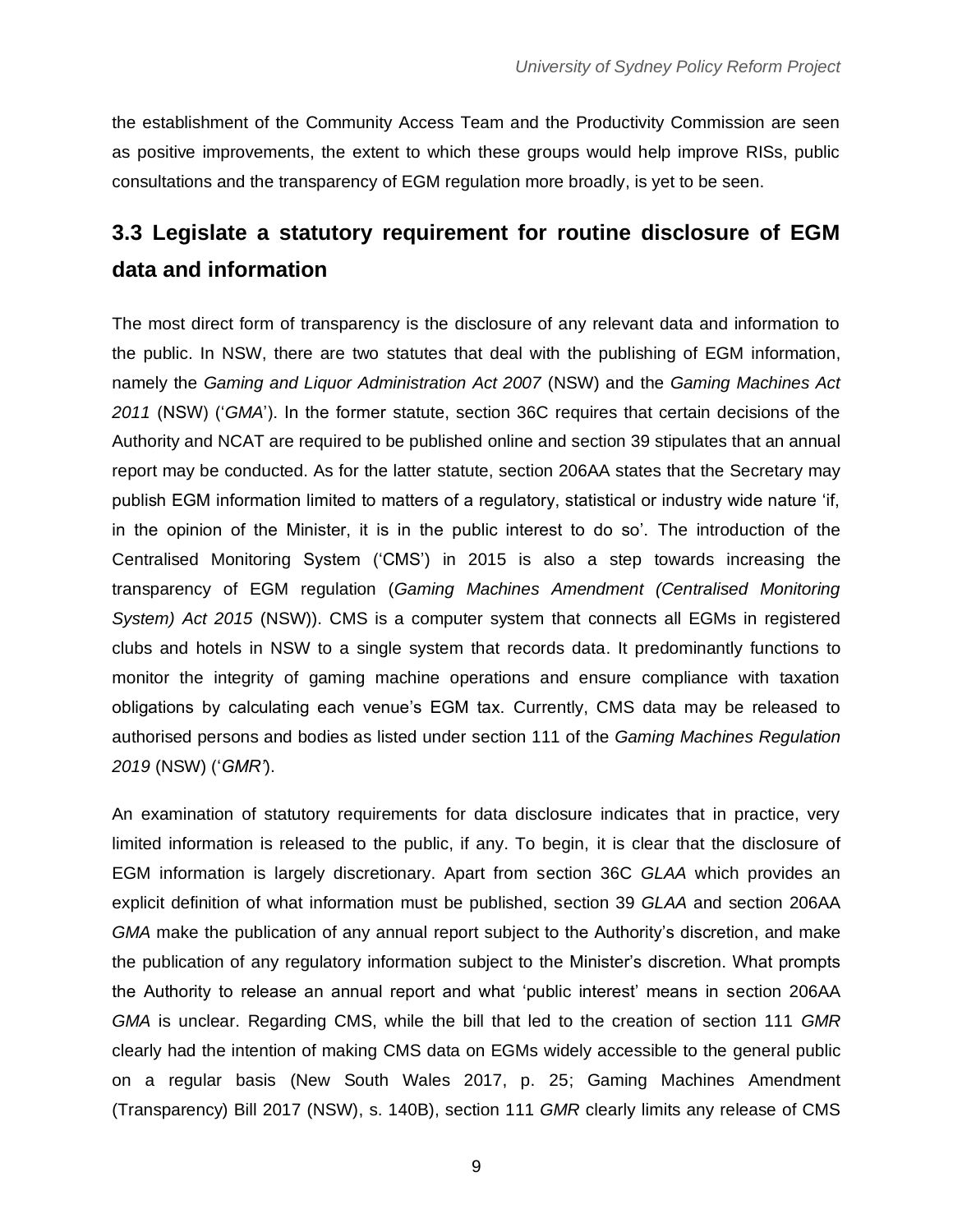the establishment of the Community Access Team and the Productivity Commission are seen as positive improvements, the extent to which these groups would help improve RISs, public consultations and the transparency of EGM regulation more broadly, is yet to be seen.

## 3.3 Legislate a statutory requirement for routine disclosure of EGM data and information

The most direct form of transparency is the disclosure of any relevant data and information to the public. In NSW, there are two statutes that deal with the publishing of EGM information, namely the *Gaming and Liquor Administration Act 2007* (NSW) and the *Gaming Machines Act 2011* (NSW) ('*GMA*'). In the former statute, section 36C requires that certain decisions of the Authority and NCAT are required to be published online and section 39 stipulates that an annual report may be conducted. As for the latter statute, section 206AA states that the Secretary may publish EGM information limited to matters of a regulatory, statistical or industry wide nature 'if, in the opinion of the Minister, it is in the public interest to do so'. The introduction of the Centralised Monitoring System ('CMS') in 2015 is also a step towards increasing the transparency of EGM regulation (*Gaming Machines Amendment (Centralised Monitoring System) Act 2015* (NSW)). CMS is a computer system that connects all EGMs in registered clubs and hotels in NSW to a single system that records data. It predominantly functions to monitor the integrity of gaming machine operations and ensure compliance with taxation obligations by calculating each venue's EGM tax. Currently, CMS data may be released to authorised persons and bodies as listed under section 111 of the *Gaming Machines Regulation 2019* (NSW) ('*GMR*').

An examination of statutory requirements for data disclosure indicates that in practice, very limited information is released to the public, if any. To begin, it is clear that the disclosure of EGM information is largely discretionary. Apart from section 36C *GLAA* which provides an explicit definition of what information must be published, section 39 *GLAA* and section 206AA *GMA* make the publication of any annual report subject to the Authority's discretion, and make the publication of any regulatory information subject to the Minister's discretion. What prompts the Authority to release an annual report and what 'public interest' means in section 206AA *GMA* is unclear. Regarding CMS, while the bill that led to the creation of section 111 *GMR* clearly had the intention of making CMS data on EGMs widely accessible to the general public on a regular basis (New South Wales 2017, p. 25; Gaming Machines Amendment (Transparency) Bill 2017 (NSW), s. 140B), section 111 *GMR* clearly limits any release of CMS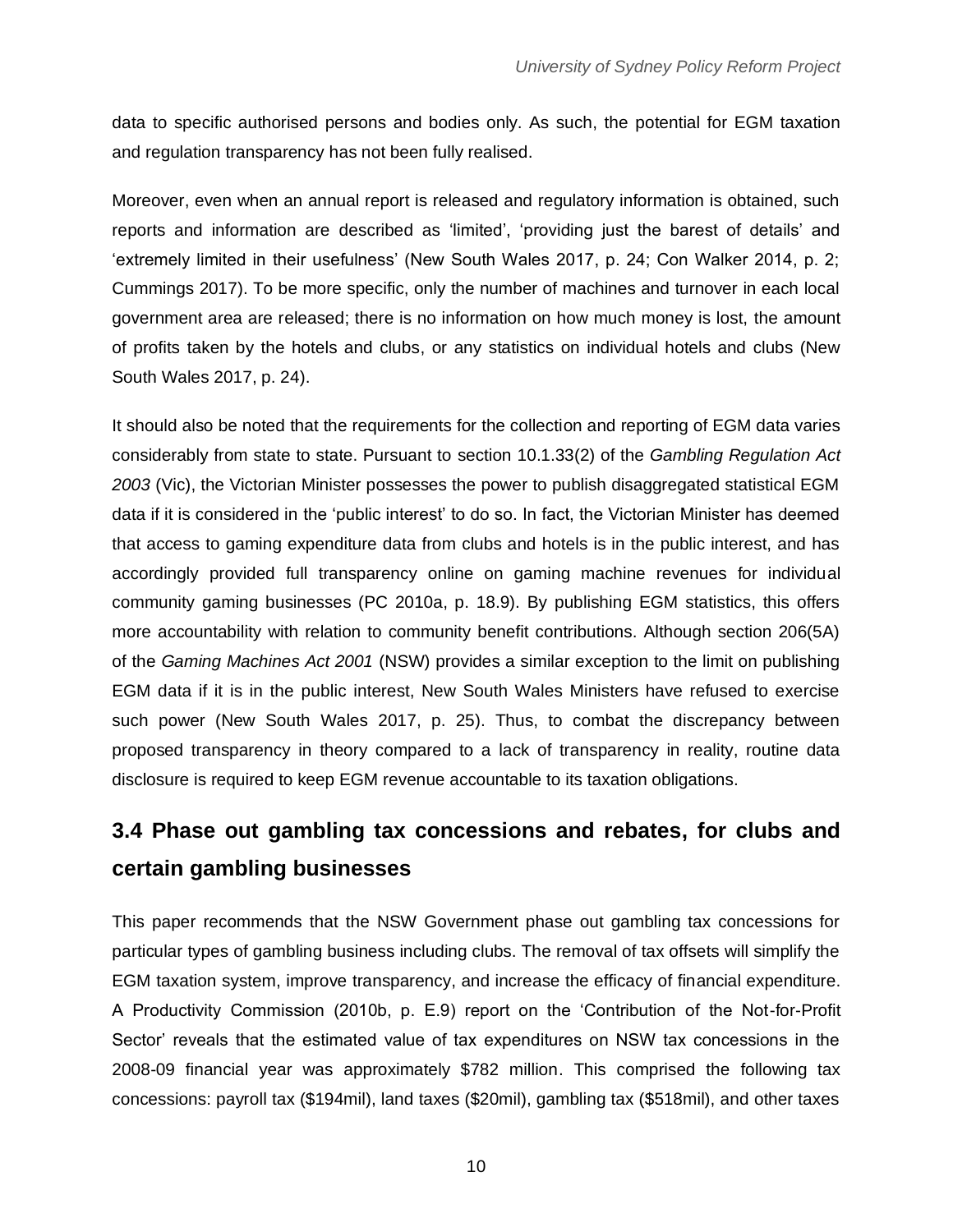data to specific authorised persons and bodies only. As such, the potential for EGM taxation and regulation transparency has not been fully realised.

Moreover, even when an annual report is released and regulatory information is obtained, such reports and information are described as 'limited', 'providing just the barest of details' and 'extremely limited in their usefulness' (New South Wales 2017, p. 24; Con Walker 2014, p. 2; Cummings 2017). To be more specific, only the number of machines and turnover in each local government area are released; there is no information on how much money is lost, the amount of profits taken by the hotels and clubs, or any statistics on individual hotels and clubs (New South Wales 2017, p. 24).

It should also be noted that the requirements for the collection and reporting of EGM data varies considerably from state to state. Pursuant to section 10.1.33(2) of the *Gambling Regulation Act 2003* (Vic), the Victorian Minister possesses the power to publish disaggregated statistical EGM data if it is considered in the 'public interest' to do so. In fact, the Victorian Minister has deemed that access to gaming expenditure data from clubs and hotels is in the public interest, and has accordingly provided full transparency online on gaming machine revenues for individual community gaming businesses (PC 2010a, p. 18.9). By publishing EGM statistics, this offers more accountability with relation to community benefit contributions. Although section 206(5A) of the *Gaming Machines Act 2001* (NSW) provides a similar exception to the limit on publishing EGM data if it is in the public interest, New South Wales Ministers have refused to exercise such power (New South Wales 2017, p. 25). Thus, to combat the discrepancy between proposed transparency in theory compared to a lack of transparency in reality, routine data disclosure is required to keep EGM revenue accountable to its taxation obligations.

## 3.4 Phase out gambling tax concessions and rebates, for clubs and certain gambling businesses

This paper recommends that the NSW Government phase out gambling tax concessions for particular types of gambling business including clubs. The removal of tax offsets will simplify the EGM taxation system, improve transparency, and increase the efficacy of financial expenditure. A Productivity Commission (2010b, p. E.9) report on the 'Contribution of the Not-for-Profit Sector' reveals that the estimated value of tax expenditures on NSW tax concessions in the 2008-09 financial year was approximately $782 million. This comprised the following tax concessions: payroll tax ($194mil), land taxes ($20mil), gambling tax ($518mil), and other taxes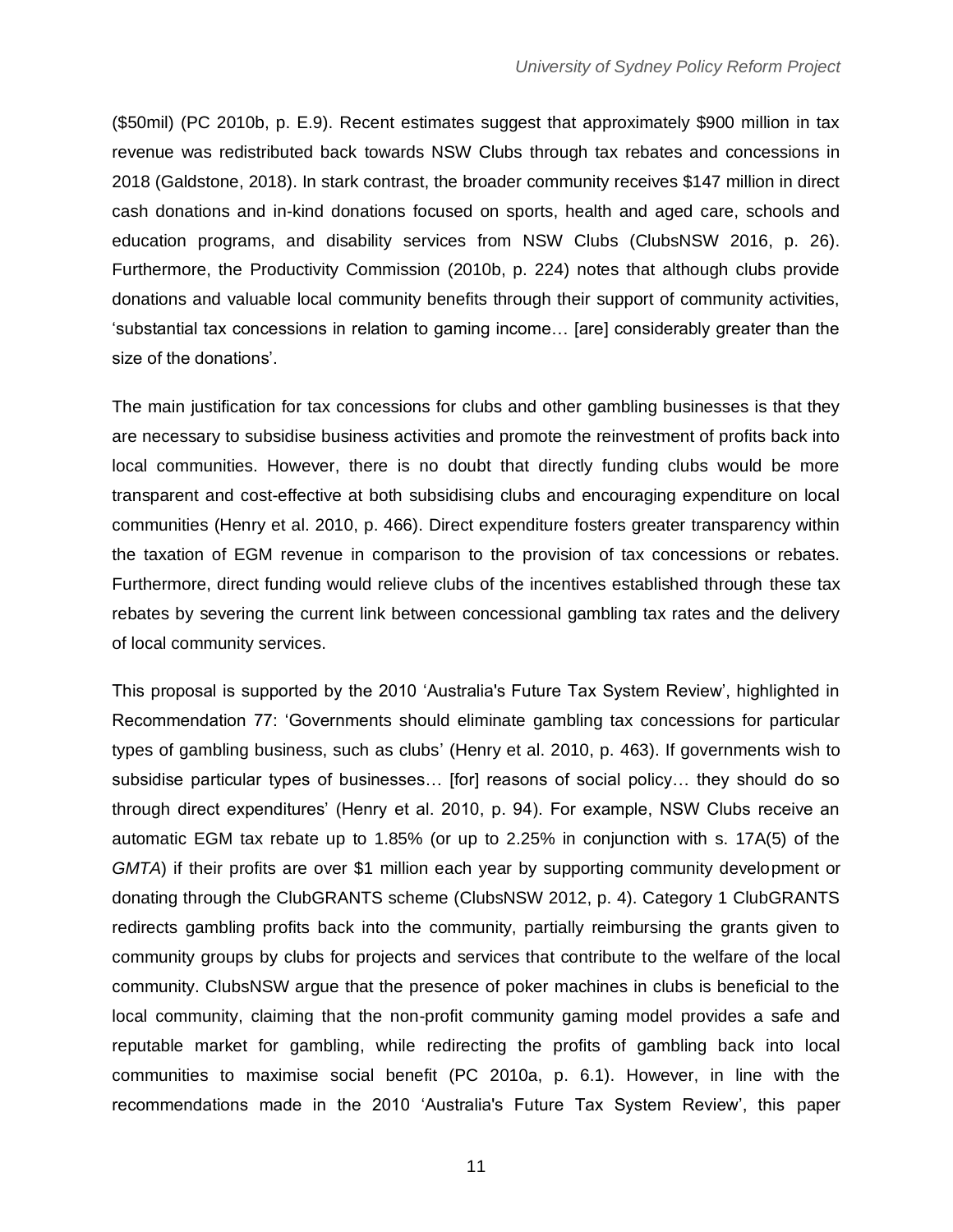($50mil) (PC 2010b, p. E.9). Recent estimates suggest that approximately $900 million in tax revenue was redistributed back towards NSW Clubs through tax rebates and concessions in 2018 (Galdstone, 2018). In stark contrast, the broader community receives $147 million in direct cash donations and in-kind donations focused on sports, health and aged care, schools and education programs, and disability services from NSW Clubs (ClubsNSW 2016, p. 26). Furthermore, the Productivity Commission (2010b, p. 224) notes that although clubs provide donations and valuable local community benefits through their support of community activities, 'substantial tax concessions in relation to gaming income… [are] considerably greater than the size of the donations'.

The main justification for tax concessions for clubs and other gambling businesses is that they are necessary to subsidise business activities and promote the reinvestment of profits back into local communities. However, there is no doubt that directly funding clubs would be more transparent and cost-effective at both subsidising clubs and encouraging expenditure on local communities (Henry et al. 2010, p. 466). Direct expenditure fosters greater transparency within the taxation of EGM revenue in comparison to the provision of tax concessions or rebates. Furthermore, direct funding would relieve clubs of the incentives established through these tax rebates by severing the current link between concessional gambling tax rates and the delivery of local community services.

This proposal is supported by the 2010 'Australia's Future Tax System Review', highlighted in Recommendation 77: 'Governments should eliminate gambling tax concessions for particular types of gambling business, such as clubs' (Henry et al. 2010, p. 463). If governments wish to subsidise particular types of businesses… [for] reasons of social policy… they should do so through direct expenditures' (Henry et al. 2010, p. 94). For example, NSW Clubs receive an automatic EGM tax rebate up to 1.85% (or up to 2.25% in conjunction with s. 17A(5) of the *GMTA*) if their profits are over $1 million each year by supporting community development or donating through the ClubGRANTS scheme (ClubsNSW 2012, p. 4). Category 1 ClubGRANTS redirects gambling profits back into the community, partially reimbursing the grants given to community groups by clubs for projects and services that contribute to the welfare of the local community. ClubsNSW argue that the presence of poker machines in clubs is beneficial to the local community, claiming that the non-profit community gaming model provides a safe and reputable market for gambling, while redirecting the profits of gambling back into local communities to maximise social benefit (PC 2010a, p. 6.1). However, in line with the recommendations made in the 2010 'Australia's Future Tax System Review', this paper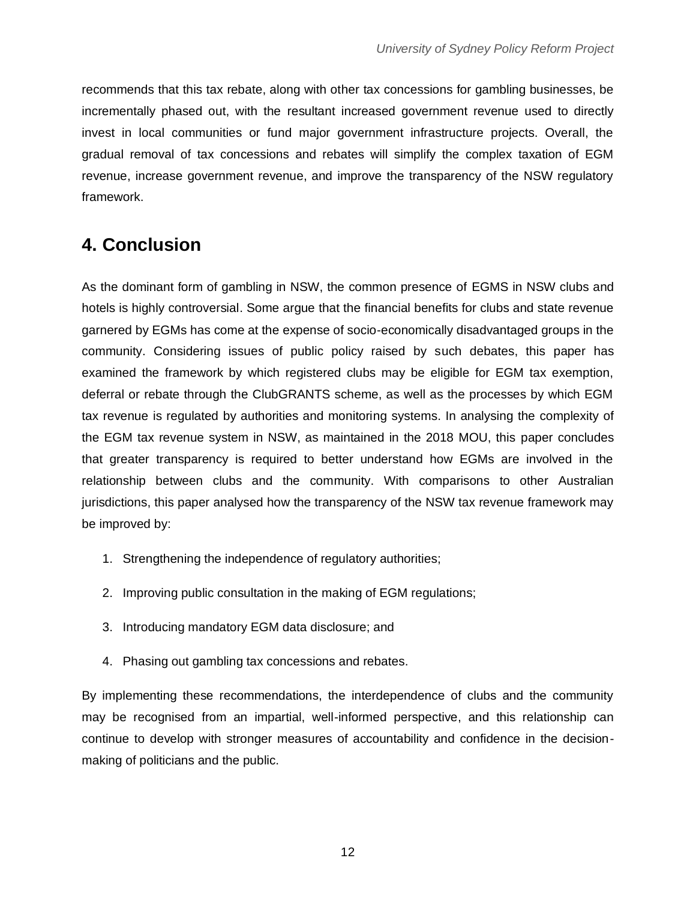recommends that this tax rebate, along with other tax concessions for gambling businesses, be incrementally phased out, with the resultant increased government revenue used to directly invest in local communities or fund major government infrastructure projects. Overall, the gradual removal of tax concessions and rebates will simplify the complex taxation of EGM revenue, increase government revenue, and improve the transparency of the NSW regulatory framework.

## 4. Conclusion

As the dominant form of gambling in NSW, the common presence of EGMS in NSW clubs and hotels is highly controversial. Some argue that the financial benefits for clubs and state revenue garnered by EGMs has come at the expense of socio-economically disadvantaged groups in the community. Considering issues of public policy raised by such debates, this paper has examined the framework by which registered clubs may be eligible for EGM tax exemption, deferral or rebate through the ClubGRANTS scheme, as well as the processes by which EGM tax revenue is regulated by authorities and monitoring systems. In analysing the complexity of the EGM tax revenue system in NSW, as maintained in the 2018 MOU, this paper concludes that greater transparency is required to better understand how EGMs are involved in the relationship between clubs and the community. With comparisons to other Australian jurisdictions, this paper analysed how the transparency of the NSW tax revenue framework may be improved by:

1. Strengthening the independence of regulatory authorities;
2. Improving public consultation in the making of EGM regulations;
3. Introducing mandatory EGM data disclosure; and
4. Phasing out gambling tax concessions and rebates.

By implementing these recommendations, the interdependence of clubs and the community may be recognised from an impartial, well-informed perspective, and this relationship can continue to develop with stronger measures of accountability and confidence in the decision-making of politicians and the public.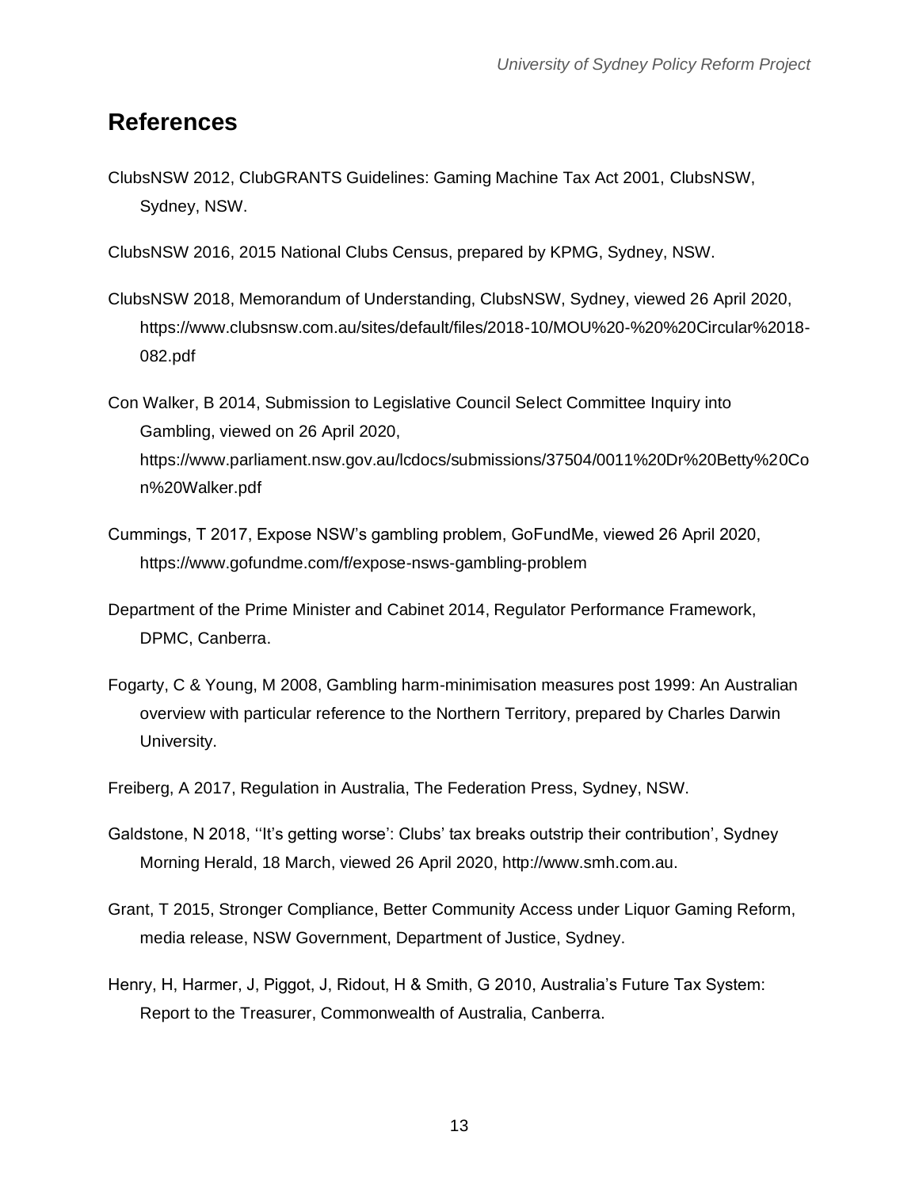## References

ClubsNSW 2012, ClubGRANTS Guidelines: Gaming Machine Tax Act 2001, ClubsNSW, Sydney, NSW.

ClubsNSW 2016, 2015 National Clubs Census, prepared by KPMG, Sydney, NSW.

ClubsNSW 2018, Memorandum of Understanding, ClubsNSW, Sydney, viewed 26 April 2020, https://www.clubsnsw.com.au/sites/default/files/2018-10/MOU%20-%20%20Circular%2018-082.pdf

Con Walker, B 2014, Submission to Legislative Council Select Committee Inquiry into Gambling, viewed on 26 April 2020, https://www.parliament.nsw.gov.au/lcdocs/submissions/37504/0011%20Dr%20Betty%20Con%20Walker.pdf

Cummings, T 2017, Expose NSW's gambling problem, GoFundMe, viewed 26 April 2020, https://www.gofundme.com/f/expose-nsws-gambling-problem

Department of the Prime Minister and Cabinet 2014, Regulator Performance Framework, DPMC, Canberra.

Fogarty, C & Young, M 2008, Gambling harm-minimisation measures post 1999: An Australian overview with particular reference to the Northern Territory, prepared by Charles Darwin University.

Freiberg, A 2017, Regulation in Australia, The Federation Press, Sydney, NSW.

Galdstone, N 2018, ''It's getting worse': Clubs' tax breaks outstrip their contribution', Sydney Morning Herald, 18 March, viewed 26 April 2020, http://www.smh.com.au.

Grant, T 2015, Stronger Compliance, Better Community Access under Liquor Gaming Reform, media release, NSW Government, Department of Justice, Sydney.

Henry, H, Harmer, J, Piggot, J, Ridout, H & Smith, G 2010, Australia's Future Tax System: Report to the Treasurer, Commonwealth of Australia, Canberra.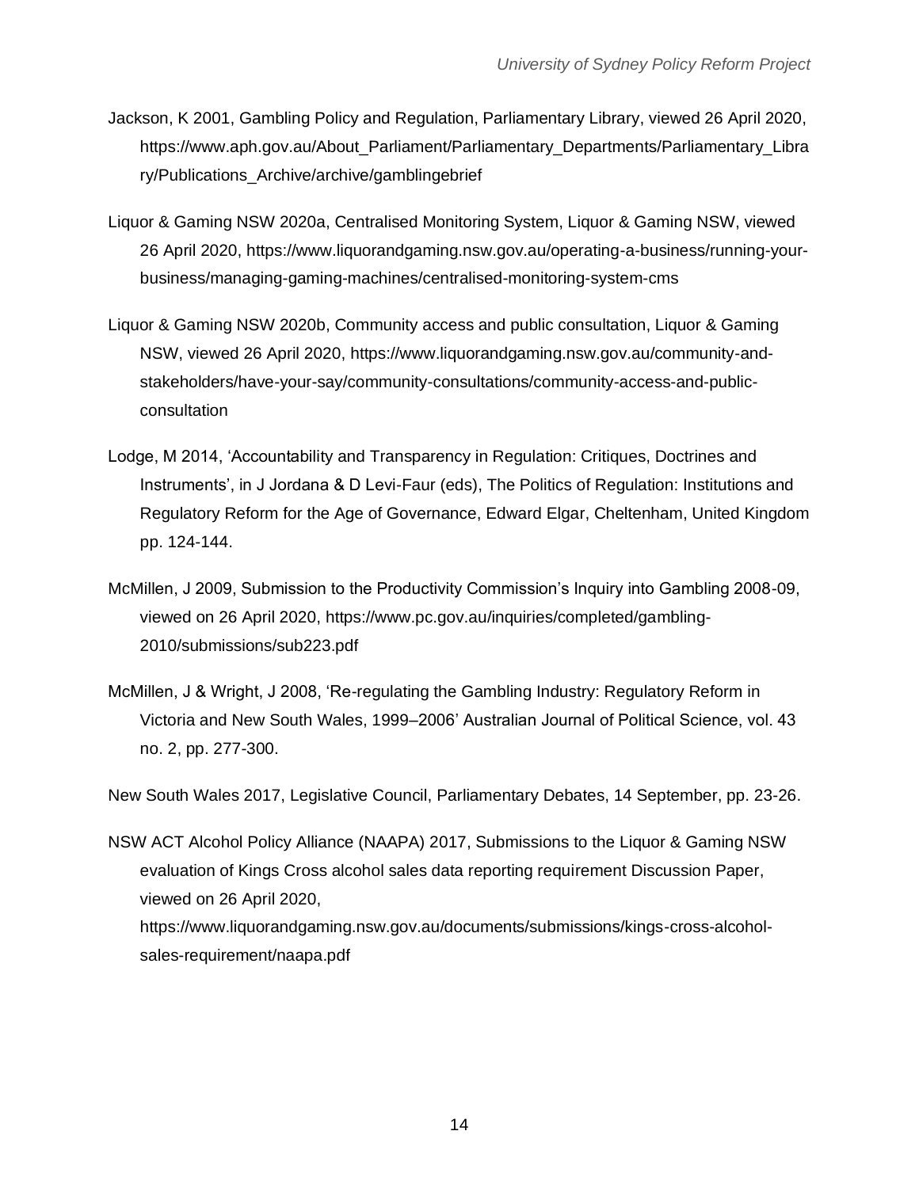Jackson, K 2001, Gambling Policy and Regulation, Parliamentary Library, viewed 26 April 2020, https://www.aph.gov.au/About_Parliament/Parliamentary_Departments/Parliamentary_Library/Publications_Archive/archive/gamblingebrief

Liquor & Gaming NSW 2020a, Centralised Monitoring System, Liquor & Gaming NSW, viewed 26 April 2020, https://www.liquorandgaming.nsw.gov.au/operating-a-business/running-your-business/managing-gaming-machines/centralised-monitoring-system-cms

Liquor & Gaming NSW 2020b, Community access and public consultation, Liquor & Gaming NSW, viewed 26 April 2020, https://www.liquorandgaming.nsw.gov.au/community-and-stakeholders/have-your-say/community-consultations/community-access-and-public-consultation

Lodge, M 2014, 'Accountability and Transparency in Regulation: Critiques, Doctrines and Instruments', in J Jordana & D Levi-Faur (eds), The Politics of Regulation: Institutions and Regulatory Reform for the Age of Governance, Edward Elgar, Cheltenham, United Kingdom pp. 124-144.

McMillen, J 2009, Submission to the Productivity Commission's Inquiry into Gambling 2008-09, viewed on 26 April 2020, https://www.pc.gov.au/inquiries/completed/gambling-2010/submissions/sub223.pdf

McMillen, J & Wright, J 2008, 'Re-regulating the Gambling Industry: Regulatory Reform in Victoria and New South Wales, 1999–2006' Australian Journal of Political Science, vol. 43 no. 2, pp. 277-300.

New South Wales 2017, Legislative Council, Parliamentary Debates, 14 September, pp. 23-26.

NSW ACT Alcohol Policy Alliance (NAAPA) 2017, Submissions to the Liquor & Gaming NSW evaluation of Kings Cross alcohol sales data reporting requirement Discussion Paper, viewed on 26 April 2020, https://www.liquorandgaming.nsw.gov.au/documents/submissions/kings-cross-alcohol-sales-requirement/naapa.pdf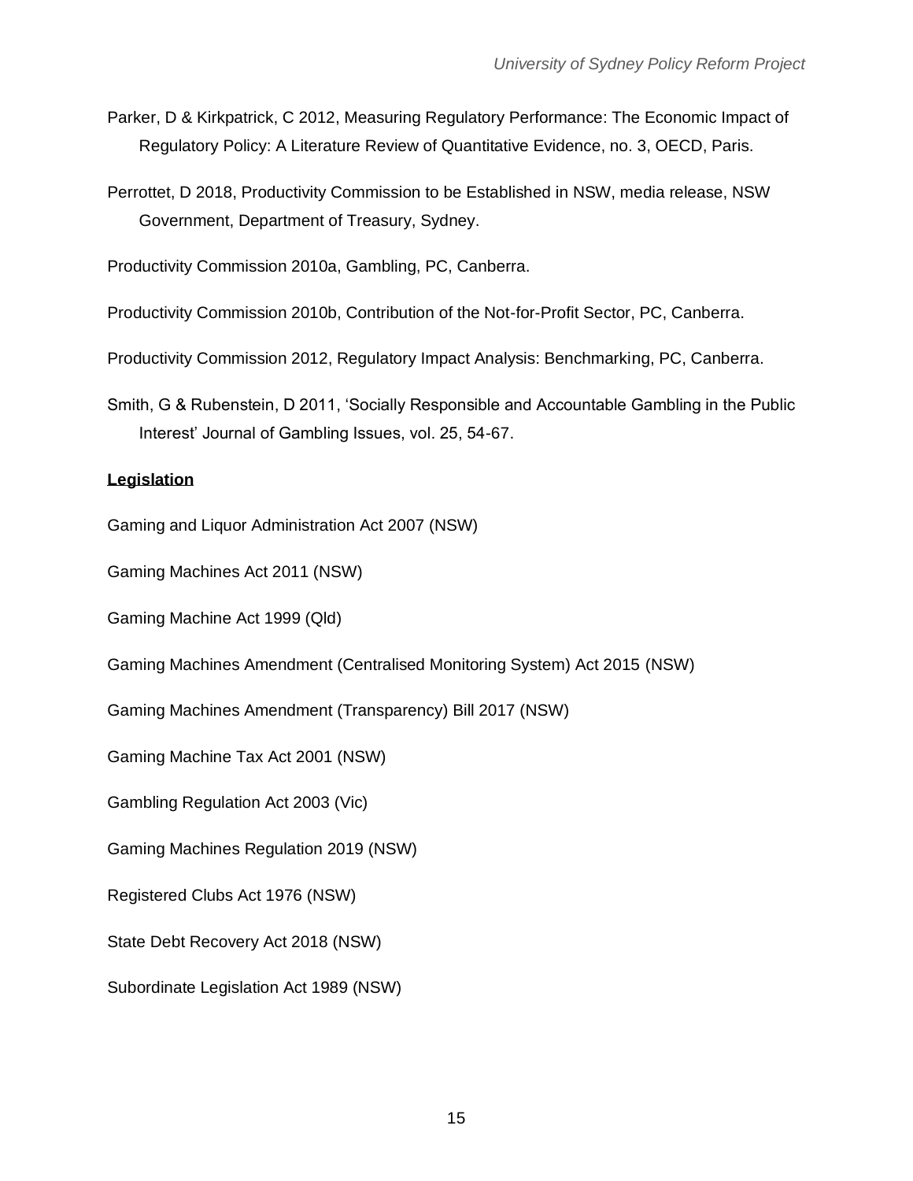Parker, D & Kirkpatrick, C 2012, Measuring Regulatory Performance: The Economic Impact of Regulatory Policy: A Literature Review of Quantitative Evidence, no. 3, OECD, Paris.

Perrottet, D 2018, Productivity Commission to be Established in NSW, media release, NSW Government, Department of Treasury, Sydney.

Productivity Commission 2010a, Gambling, PC, Canberra.

Productivity Commission 2010b, Contribution of the Not-for-Profit Sector, PC, Canberra.

Productivity Commission 2012, Regulatory Impact Analysis: Benchmarking, PC, Canberra.

Smith, G & Rubenstein, D 2011, 'Socially Responsible and Accountable Gambling in the Public Interest' Journal of Gambling Issues, vol. 25, 54-67.

**Legislation**

Gaming and Liquor Administration Act 2007 (NSW)

Gaming Machines Act 2011 (NSW)

Gaming Machine Act 1999 (Qld)

Gaming Machines Amendment (Centralised Monitoring System) Act 2015 (NSW)

Gaming Machines Amendment (Transparency) Bill 2017 (NSW)

Gaming Machine Tax Act 2001 (NSW)

Gambling Regulation Act 2003 (Vic)

Gaming Machines Regulation 2019 (NSW)

Registered Clubs Act 1976 (NSW)

State Debt Recovery Act 2018 (NSW)

Subordinate Legislation Act 1989 (NSW)